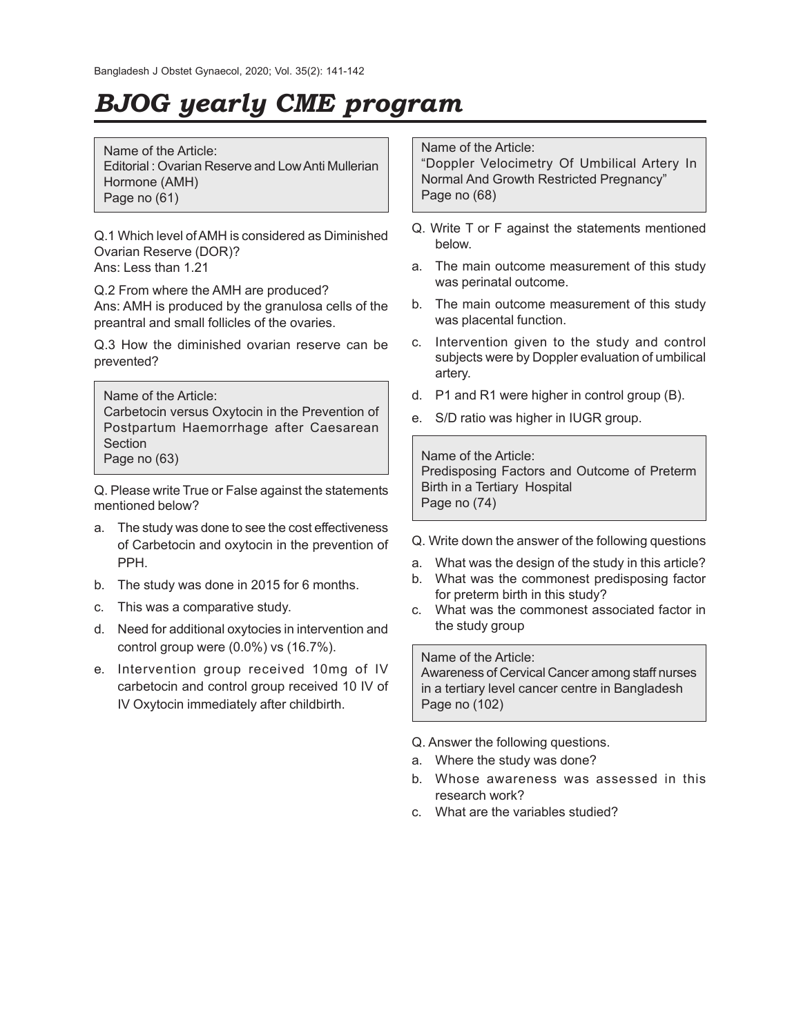# BJOG yearly CME program

Name of the Article:
Editorial : Ovarian Reserve and Low Anti Mullerian Hormone (AMH)
Page no (61)

Q.1 Which level of AMH is considered as Diminished Ovarian Reserve (DOR)?
Ans: Less than 1.21

Q.2 From where the AMH are produced?
Ans: AMH is produced by the granulosa cells of the preantral and small follicles of the ovaries.

Q.3 How the diminished ovarian reserve can be prevented?

Name of the Article:
Carbetocin versus Oxytocin in the Prevention of Postpartum Haemorrhage after Caesarean Section
Page no (63)

Q. Please write True or False against the statements mentioned below?

a. The study was done to see the cost effectiveness of Carbetocin and oxytocin in the prevention of PPH.
b. The study was done in 2015 for 6 months.
c. This was a comparative study.
d. Need for additional oxytocies in intervention and control group were (0.0%) vs (16.7%).
e. Intervention group received 10mg of IV carbetocin and control group received 10 IV of IV Oxytocin immediately after childbirth.

Name of the Article:
"Doppler Velocimetry Of Umbilical Artery In Normal And Growth Restricted Pregnancy"
Page no (68)

Q. Write T or F against the statements mentioned below.

a. The main outcome measurement of this study was perinatal outcome.
b. The main outcome measurement of this study was placental function.
c. Intervention given to the study and control subjects were by Doppler evaluation of umbilical artery.
d. P1 and R1 were higher in control group (B).
e. S/D ratio was higher in IUGR group.

Name of the Article:
Predisposing Factors and Outcome of Preterm Birth in a Tertiary Hospital
Page no (74)

Q. Write down the answer of the following questions

a. What was the design of the study in this article?
b. What was the commonest predisposing factor for preterm birth in this study?
c. What was the commonest associated factor in the study group

Name of the Article:
Awareness of Cervical Cancer among staff nurses in a tertiary level cancer centre in Bangladesh
Page no (102)

Q. Answer the following questions.

a. Where the study was done?
b. Whose awareness was assessed in this research work?
c. What are the variables studied?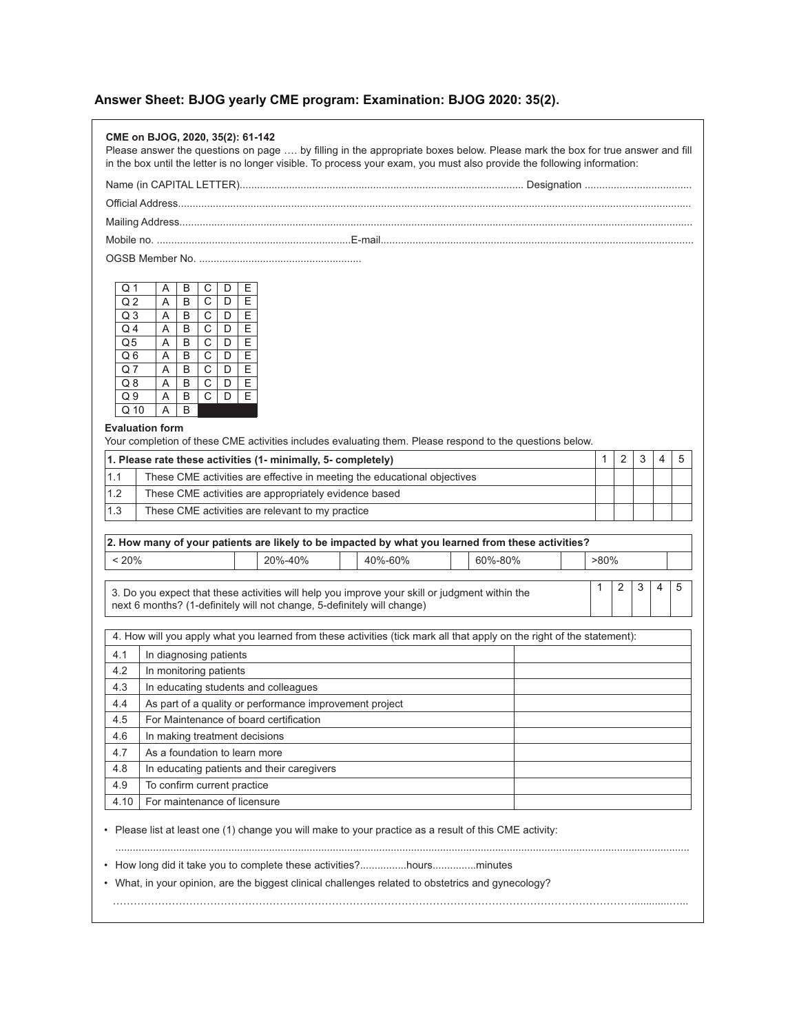## Answer Sheet: BJOG yearly CME program: Examination: BJOG 2020: 35(2).

**CME on BJOG, 2020, 35(2): 61-142**

Please answer the questions on page …. by filling in the appropriate boxes below. Please mark the box for true answer and fill in the box until the letter is no longer visible. To process your exam, you must also provide the following information:

Name (in CAPITAL LETTER).................................................................................................. Designation .....................................

Official Address.............................................................................................................................................................................

Mailing Address.............................................................................................................................................................................

Mobile no. ...................................................................E-mail............................................................................................................

OGSB Member No. ........................................................

| | | | | | |
|---|---|---|---|---|---|
| Q 1 | A | B | C | D | E |
| Q 2 | A | B | C | D | E |
| Q 3 | A | B | C | D | E |
| Q 4 | A | B | C | D | E |
| Q 5 | A | B | C | D | E |
| Q 6 | A | B | C | D | E |
| Q 7 | A | B | C | D | E |
| Q 8 | A | B | C | D | E |
| Q 9 | A | B | C | D | E |
| Q 10 | A | B | | | |

**Evaluation form**

Your completion of these CME activities includes evaluating them. Please respond to the questions below.

| **1. Please rate these activities (1- minimally, 5- completely)** | | 1 | 2 | 3 | 4 | 5 |
|---|---|---|---|---|---|---|
| 1.1 | These CME activities are effective in meeting the educational objectives | | | | | |
| 1.2 | These CME activities are appropriately evidence based | | | | | |
| 1.3 | These CME activities are relevant to my practice | | | | | |

**2. How many of your patients are likely to be impacted by what you learned from these activities?**

| < 20% | | 20%-40% | | 40%-60% | | 60%-80% | | >80% | |
|---|---|---|---|---|---|---|---|---|---|

| | 1 | 2 | 3 | 4 | 5 |
|---|---|---|---|---|---|
| 3. Do you expect that these activities will help you improve your skill or judgment within the next 6 months? (1-definitely will not change, 5-definitely will change) | | | | | |

| 4. How will you apply what you learned from these activities (tick mark all that apply on the right of the statement): | | |
|---|---|---|
| 4.1 | In diagnosing patients | |
| 4.2 | In monitoring patients | |
| 4.3 | In educating students and colleagues | |
| 4.4 | As part of a quality or performance improvement project | |
| 4.5 | For Maintenance of board certification | |
| 4.6 | In making treatment decisions | |
| 4.7 | As a foundation to learn more | |
| 4.8 | In educating patients and their caregivers | |
| 4.9 | To confirm current practice | |
| 4.10 | For maintenance of licensure | |

- Please list at least one (1) change you will make to your practice as a result of this CME activity:

  ..........................................................................................................................................................................................

- How long did it take you to complete these activities?................hours...............minutes
- What, in your opinion, are the biggest clinical challenges related to obstetrics and gynecology?

  ……………………………………………………………………………………………………………………………………...............